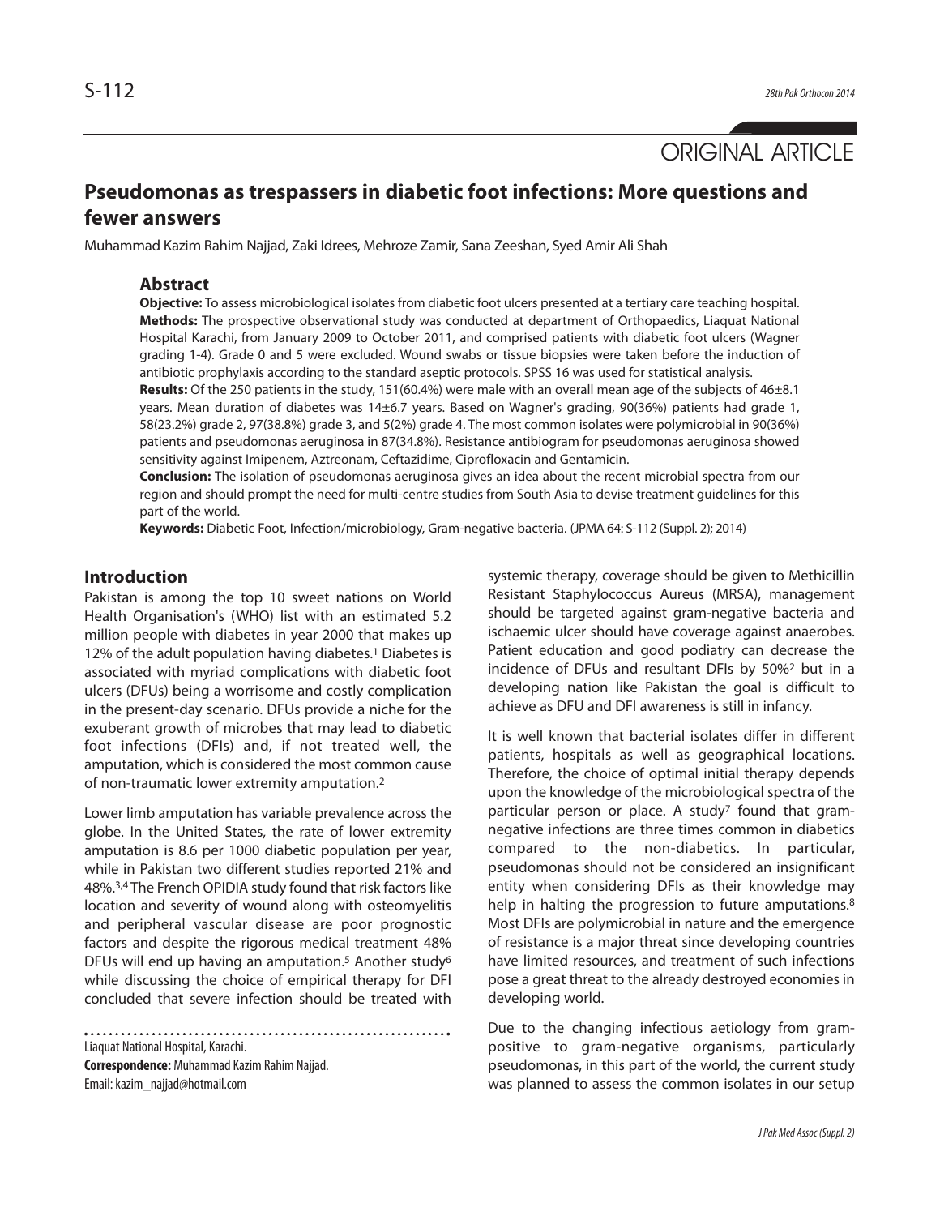ORIGINAL ARTICLE

# Pseudomonas as trespassers in diabetic foot infections: More questions and fewer answers

Muhammad Kazim Rahim Najjad, Zaki Idrees, Mehroze Zamir, Sana Zeeshan, Syed Amir Ali Shah

## Abstract

**Objective:** To assess microbiological isolates from diabetic foot ulcers presented at a tertiary care teaching hospital.

**Methods:** The prospective observational study was conducted at department of Orthopaedics, Liaquat National Hospital Karachi, from January 2009 to October 2011, and comprised patients with diabetic foot ulcers (Wagner grading 1-4). Grade 0 and 5 were excluded. Wound swabs or tissue biopsies were taken before the induction of antibiotic prophylaxis according to the standard aseptic protocols. SPSS 16 was used for statistical analysis.

**Results:** Of the 250 patients in the study, 151(60.4%) were male with an overall mean age of the subjects of 46±8.1 years. Mean duration of diabetes was 14±6.7 years. Based on Wagner's grading, 90(36%) patients had grade 1, 58(23.2%) grade 2, 97(38.8%) grade 3, and 5(2%) grade 4. The most common isolates were polymicrobial in 90(36%) patients and pseudomonas aeruginosa in 87(34.8%). Resistance antibiogram for pseudomonas aeruginosa showed sensitivity against Imipenem, Aztreonam, Ceftazidime, Ciprofloxacin and Gentamicin.

**Conclusion:** The isolation of pseudomonas aeruginosa gives an idea about the recent microbial spectra from our region and should prompt the need for multi-centre studies from South Asia to devise treatment guidelines for this part of the world.

**Keywords:** Diabetic Foot, Infection/microbiology, Gram-negative bacteria. (JPMA 64: S-112 (Suppl. 2); 2014)

## Introduction

Pakistan is among the top 10 sweet nations on World Health Organisation's (WHO) list with an estimated 5.2 million people with diabetes in year 2000 that makes up 12% of the adult population having diabetes.[1] Diabetes is associated with myriad complications with diabetic foot ulcers (DFUs) being a worrisome and costly complication in the present-day scenario. DFUs provide a niche for the exuberant growth of microbes that may lead to diabetic foot infections (DFIs) and, if not treated well, the amputation, which is considered the most common cause of non-traumatic lower extremity amputation.[2]

Lower limb amputation has variable prevalence across the globe. In the United States, the rate of lower extremity amputation is 8.6 per 1000 diabetic population per year, while in Pakistan two different studies reported 21% and 48%.[3,4] The French OPIDIA study found that risk factors like location and severity of wound along with osteomyelitis and peripheral vascular disease are poor prognostic factors and despite the rigorous medical treatment 48% DFUs will end up having an amputation.[5] Another study[6] while discussing the choice of empirical therapy for DFI concluded that severe infection should be treated with systemic therapy, coverage should be given to Methicillin Resistant Staphylococcus Aureus (MRSA), management should be targeted against gram-negative bacteria and ischaemic ulcer should have coverage against anaerobes. Patient education and good podiatry can decrease the incidence of DFUs and resultant DFIs by 50%[2] but in a developing nation like Pakistan the goal is difficult to achieve as DFU and DFI awareness is still in infancy.

It is well known that bacterial isolates differ in different patients, hospitals as well as geographical locations. Therefore, the choice of optimal initial therapy depends upon the knowledge of the microbiological spectra of the particular person or place. A study[7] found that gram-negative infections are three times common in diabetics compared to the non-diabetics. In particular, pseudomonas should not be considered an insignificant entity when considering DFIs as their knowledge may help in halting the progression to future amputations.[8] Most DFIs are polymicrobial in nature and the emergence of resistance is a major threat since developing countries have limited resources, and treatment of such infections pose a great threat to the already destroyed economies in developing world.

Due to the changing infectious aetiology from gram-positive to gram-negative organisms, particularly pseudomonas, in this part of the world, the current study was planned to assess the common isolates in our setup

Liaquat National Hospital, Karachi.

**Correspondence:** Muhammad Kazim Rahim Najjad. Email: kazim_najjad@hotmail.com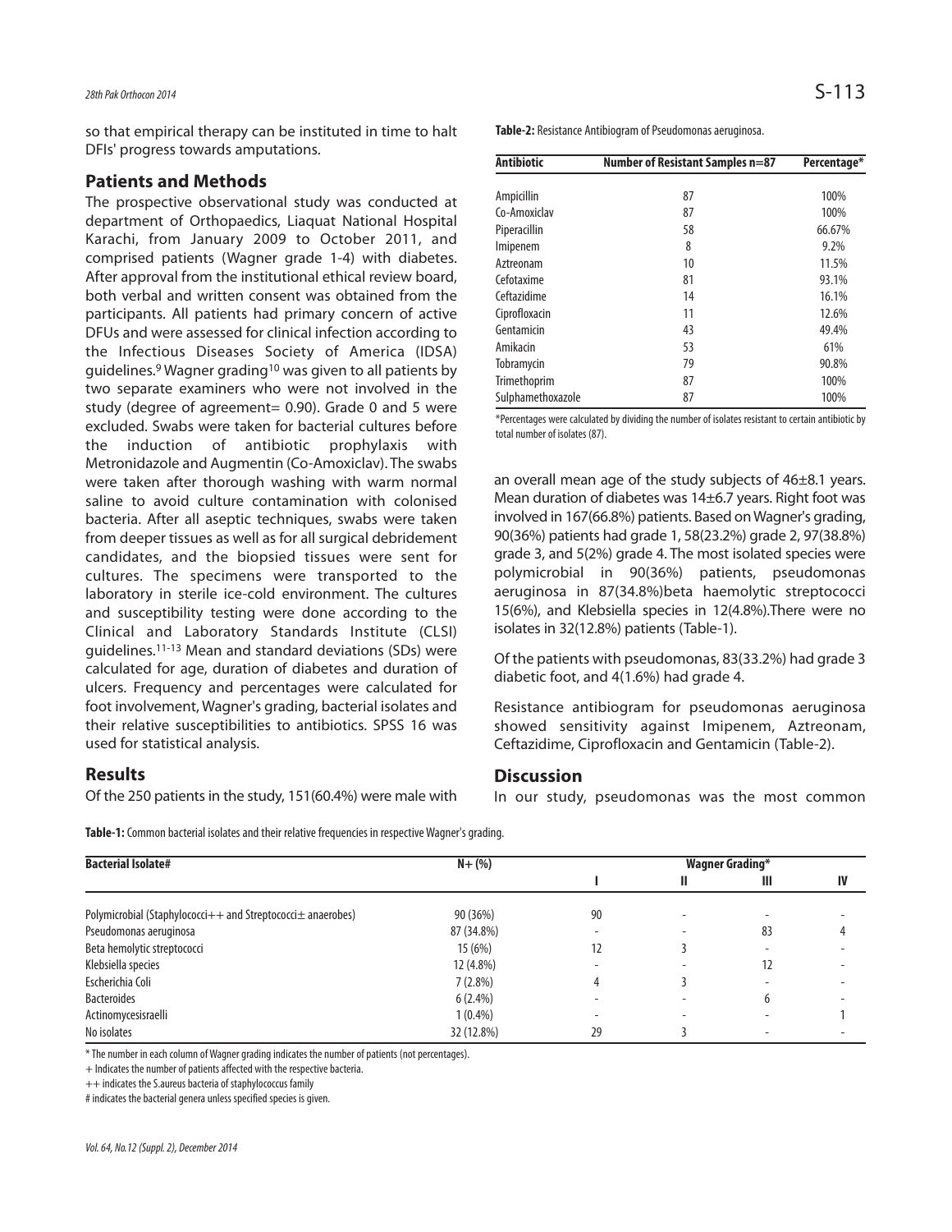so that empirical therapy can be instituted in time to halt DFIs' progress towards amputations.

## Patients and Methods

The prospective observational study was conducted at department of Orthopaedics, Liaquat National Hospital Karachi, from January 2009 to October 2011, and comprised patients (Wagner grade 1-4) with diabetes. After approval from the institutional ethical review board, both verbal and written consent was obtained from the participants. All patients had primary concern of active DFUs and were assessed for clinical infection according to the Infectious Diseases Society of America (IDSA) guidelines.[9] Wagner grading[10] was given to all patients by two separate examiners who were not involved in the study (degree of agreement= 0.90). Grade 0 and 5 were excluded. Swabs were taken for bacterial cultures before the induction of antibiotic prophylaxis with Metronidazole and Augmentin (Co-Amoxiclav). The swabs were taken after thorough washing with warm normal saline to avoid culture contamination with colonised bacteria. After all aseptic techniques, swabs were taken from deeper tissues as well as for all surgical debridement candidates, and the biopsied tissues were sent for cultures. The specimens were transported to the laboratory in sterile ice-cold environment. The cultures and susceptibility testing were done according to the Clinical and Laboratory Standards Institute (CLSI) guidelines.[11-13] Mean and standard deviations (SDs) were calculated for age, duration of diabetes and duration of ulcers. Frequency and percentages were calculated for foot involvement, Wagner's grading, bacterial isolates and their relative susceptibilities to antibiotics. SPSS 16 was used for statistical analysis.

## Results

Of the 250 patients in the study, 151(60.4%) were male with an overall mean age of the study subjects of 46±8.1 years. Mean duration of diabetes was 14±6.7 years. Right foot was involved in 167(66.8%) patients. Based on Wagner's grading, 90(36%) patients had grade 1, 58(23.2%) grade 2, 97(38.8%) grade 3, and 5(2%) grade 4. The most isolated species were polymicrobial in 90(36%) patients, pseudomonas aeruginosa in 87(34.8%)beta haemolytic streptococci 15(6%), and Klebsiella species in 12(4.8%).There were no isolates in 32(12.8%) patients (Table-1).

Of the patients with pseudomonas, 83(33.2%) had grade 3 diabetic foot, and 4(1.6%) had grade 4.

Resistance antibiogram for pseudomonas aeruginosa showed sensitivity against Imipenem, Aztreonam, Ceftazidime, Ciprofloxacin and Gentamicin (Table-2).

**Table-2:** Resistance Antibiogram of Pseudomonas aeruginosa.

| Antibiotic | Number of Resistant Samples n=87 | Percentage* |
|---|---|---|
| Ampicillin | 87 | 100% |
| Co-Amoxiclav | 87 | 100% |
| Piperacillin | 58 | 66.67% |
| Imipenem | 8 | 9.2% |
| Aztreonam | 10 | 11.5% |
| Cefotaxime | 81 | 93.1% |
| Ceftazidime | 14 | 16.1% |
| Ciprofloxacin | 11 | 12.6% |
| Gentamicin | 43 | 49.4% |
| Amikacin | 53 | 61% |
| Tobramycin | 79 | 90.8% |
| Trimethoprim | 87 | 100% |
| Sulphamethoxazole | 87 | 100% |

*Percentages were calculated by dividing the number of isolates resistant to certain antibiotic by total number of isolates (87).

## Discussion

In our study, pseudomonas was the most common

**Table-1:** Common bacterial isolates and their relative frequencies in respective Wagner's grading.

| Bacterial Isolate# | N+ (%) | Wagner Grading* | | | |
|---|---|---|---|---|---|
| | | I | II | III | IV |
| Polymicrobial (Staphylococci++ and Streptococci± anaerobes) | 90 (36%) | 90 | - | - | - |
| Pseudomonas aeruginosa | 87 (34.8%) | - | - | 83 | 4 |
| Beta hemolytic streptococci | 15 (6%) | 12 | 3 | - | - |
| Klebsiella species | 12 (4.8%) | - | - | 12 | - |
| Escherichia Coli | 7 (2.8%) | 4 | 3 | - | - |
| Bacteroides | 6 (2.4%) | - | - | 6 | - |
| Actinomycesisraelli | 1 (0.4%) | - | - | - | 1 |
| No isolates | 32 (12.8%) | 29 | 3 | - | - |

\* The number in each column of Wagner grading indicates the number of patients (not percentages).

\+ Indicates the number of patients affected with the respective bacteria.

++ indicates the S.aureus bacteria of staphylococcus family

\# indicates the bacterial genera unless specified species is given.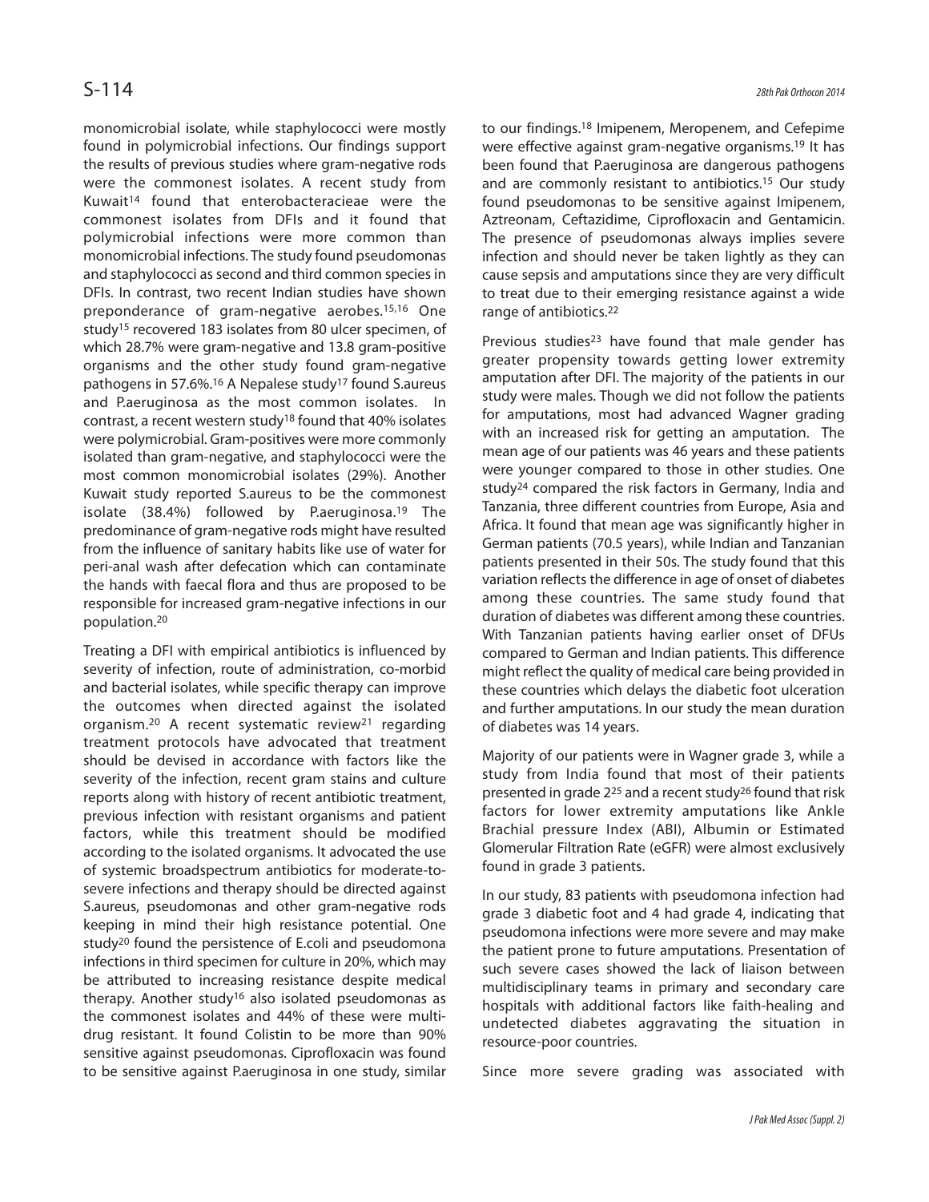monomicrobial isolate, while staphylococci were mostly found in polymicrobial infections. Our findings support the results of previous studies where gram-negative rods were the commonest isolates. A recent study from Kuwait[14] found that enterobacteracieae were the commonest isolates from DFIs and it found that polymicrobial infections were more common than monomicrobial infections. The study found pseudomonas and staphylococci as second and third common species in DFIs. In contrast, two recent Indian studies have shown preponderance of gram-negative aerobes.[15,16] One study[15] recovered 183 isolates from 80 ulcer specimen, of which 28.7% were gram-negative and 13.8 gram-positive organisms and the other study found gram-negative pathogens in 57.6%.[16] A Nepalese study[17] found S.aureus and P.aeruginosa as the most common isolates. In contrast, a recent western study[18] found that 40% isolates were polymicrobial. Gram-positives were more commonly isolated than gram-negative, and staphylococci were the most common monomicrobial isolates (29%). Another Kuwait study reported S.aureus to be the commonest isolate (38.4%) followed by P.aeruginosa.[19] The predominance of gram-negative rods might have resulted from the influence of sanitary habits like use of water for peri-anal wash after defecation which can contaminate the hands with faecal flora and thus are proposed to be responsible for increased gram-negative infections in our population.[20]

Treating a DFI with empirical antibiotics is influenced by severity of infection, route of administration, co-morbid and bacterial isolates, while specific therapy can improve the outcomes when directed against the isolated organism.[20] A recent systematic review[21] regarding treatment protocols have advocated that treatment should be devised in accordance with factors like the severity of the infection, recent gram stains and culture reports along with history of recent antibiotic treatment, previous infection with resistant organisms and patient factors, while this treatment should be modified according to the isolated organisms. It advocated the use of systemic broadspectrum antibiotics for moderate-to-severe infections and therapy should be directed against S.aureus, pseudomonas and other gram-negative rods keeping in mind their high resistance potential. One study[20] found the persistence of E.coli and pseudomona infections in third specimen for culture in 20%, which may be attributed to increasing resistance despite medical therapy. Another study[16] also isolated pseudomonas as the commonest isolates and 44% of these were multi-drug resistant. It found Colistin to be more than 90% sensitive against pseudomonas. Ciprofloxacin was found to be sensitive against P.aeruginosa in one study, similar to our findings.[18] Imipenem, Meropenem, and Cefepime were effective against gram-negative organisms.[19] It has been found that P.aeruginosa are dangerous pathogens and are commonly resistant to antibiotics.[15] Our study found pseudomonas to be sensitive against Imipenem, Aztreonam, Ceftazidime, Ciprofloxacin and Gentamicin. The presence of pseudomonas always implies severe infection and should never be taken lightly as they can cause sepsis and amputations since they are very difficult to treat due to their emerging resistance against a wide range of antibiotics.[22]

Previous studies[23] have found that male gender has greater propensity towards getting lower extremity amputation after DFI. The majority of the patients in our study were males. Though we did not follow the patients for amputations, most had advanced Wagner grading with an increased risk for getting an amputation. The mean age of our patients was 46 years and these patients were younger compared to those in other studies. One study[24] compared the risk factors in Germany, India and Tanzania, three different countries from Europe, Asia and Africa. It found that mean age was significantly higher in German patients (70.5 years), while Indian and Tanzanian patients presented in their 50s. The study found that this variation reflects the difference in age of onset of diabetes among these countries. The same study found that duration of diabetes was different among these countries. With Tanzanian patients having earlier onset of DFUs compared to German and Indian patients. This difference might reflect the quality of medical care being provided in these countries which delays the diabetic foot ulceration and further amputations. In our study the mean duration of diabetes was 14 years.

Majority of our patients were in Wagner grade 3, while a study from India found that most of their patients presented in grade 2[25] and a recent study[26] found that risk factors for lower extremity amputations like Ankle Brachial pressure Index (ABI), Albumin or Estimated Glomerular Filtration Rate (eGFR) were almost exclusively found in grade 3 patients.

In our study, 83 patients with pseudomona infection had grade 3 diabetic foot and 4 had grade 4, indicating that pseudomona infections were more severe and may make the patient prone to future amputations. Presentation of such severe cases showed the lack of liaison between multidisciplinary teams in primary and secondary care hospitals with additional factors like faith-healing and undetected diabetes aggravating the situation in resource-poor countries.

Since more severe grading was associated with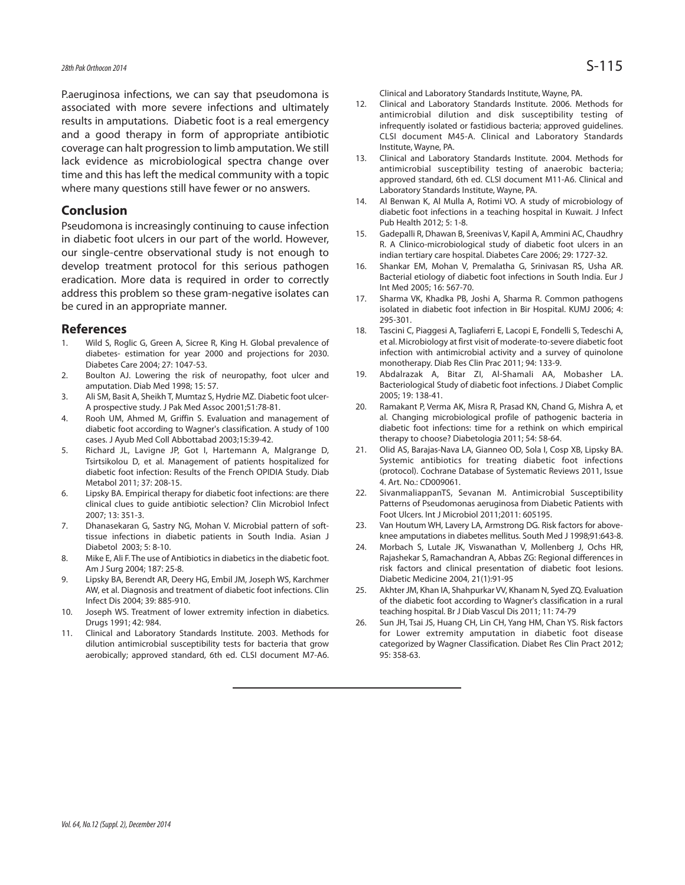P.aeruginosa infections, we can say that pseudomona is associated with more severe infections and ultimately results in amputations. Diabetic foot is a real emergency and a good therapy in form of appropriate antibiotic coverage can halt progression to limb amputation. We still lack evidence as microbiological spectra change over time and this has left the medical community with a topic where many questions still have fewer or no answers.

## Conclusion

Pseudomona is increasingly continuing to cause infection in diabetic foot ulcers in our part of the world. However, our single-centre observational study is not enough to develop treatment protocol for this serious pathogen eradication. More data is required in order to correctly address this problem so these gram-negative isolates can be cured in an appropriate manner.

## References

1. Wild S, Roglic G, Green A, Sicree R, King H. Global prevalence of diabetes- estimation for year 2000 and projections for 2030. Diabetes Care 2004; 27: 1047-53.
2. Boulton AJ. Lowering the risk of neuropathy, foot ulcer and amputation. Diab Med 1998; 15: 57.
3. Ali SM, Basit A, Sheikh T, Mumtaz S, Hydrie MZ. Diabetic foot ulcer- A prospective study. J Pak Med Assoc 2001;51:78-81.
4. Rooh UM, Ahmed M, Griffin S. Evaluation and management of diabetic foot according to Wagner's classification. A study of 100 cases. J Ayub Med Coll Abbottabad 2003;15:39-42.
5. Richard JL, Lavigne JP, Got I, Hartemann A, Malgrange D, Tsirtsikolou D, et al. Management of patients hospitalized for diabetic foot infection: Results of the French OPIDIA Study. Diab Metabol 2011; 37: 208-15.
6. Lipsky BA. Empirical therapy for diabetic foot infections: are there clinical clues to guide antibiotic selection? Clin Microbiol Infect 2007; 13: 351-3.
7. Dhanasekaran G, Sastry NG, Mohan V. Microbial pattern of soft-tissue infections in diabetic patients in South India. Asian J Diabetol 2003; 5: 8-10.
8. Mike E, Ali F. The use of Antibiotics in diabetics in the diabetic foot. Am J Surg 2004; 187: 25-8.
9. Lipsky BA, Berendt AR, Deery HG, Embil JM, Joseph WS, Karchmer AW, et al. Diagnosis and treatment of diabetic foot infections. Clin Infect Dis 2004; 39: 885-910.
10. Joseph WS. Treatment of lower extremity infection in diabetics. Drugs 1991; 42: 984.
11. Clinical and Laboratory Standards Institute. 2003. Methods for dilution antimicrobial susceptibility tests for bacteria that grow aerobically; approved standard, 6th ed. CLSI document M7-A6. Clinical and Laboratory Standards Institute, Wayne, PA.
12. Clinical and Laboratory Standards Institute. 2006. Methods for antimicrobial dilution and disk susceptibility testing of infrequently isolated or fastidious bacteria; approved guidelines. CLSI document M45-A. Clinical and Laboratory Standards Institute, Wayne, PA.
13. Clinical and Laboratory Standards Institute. 2004. Methods for antimicrobial susceptibility testing of anaerobic bacteria; approved standard, 6th ed. CLSI document M11-A6. Clinical and Laboratory Standards Institute, Wayne, PA.
14. Al Benwan K, Al Mulla A, Rotimi VO. A study of microbiology of diabetic foot infections in a teaching hospital in Kuwait. J Infect Pub Health 2012; 5: 1-8.
15. Gadepalli R, Dhawan B, Sreenivas V, Kapil A, Ammini AC, Chaudhry R. A Clinico-microbiological study of diabetic foot ulcers in an indian tertiary care hospital. Diabetes Care 2006; 29: 1727-32.
16. Shankar EM, Mohan V, Premalatha G, Srinivasan RS, Usha AR. Bacterial etiology of diabetic foot infections in South India. Eur J Int Med 2005; 16: 567-70.
17. Sharma VK, Khadka PB, Joshi A, Sharma R. Common pathogens isolated in diabetic foot infection in Bir Hospital. KUMJ 2006; 4: 295-301.
18. Tascini C, Piaggesi A, Tagliaferri E, Lacopi E, Fondelli S, Tedeschi A, et al. Microbiology at first visit of moderate-to-severe diabetic foot infection with antimicrobial activity and a survey of quinolone monotherapy. Diab Res Clin Prac 2011; 94: 133-9.
19. Abdalrazak A, Bitar ZI, Al-Shamali AA, Mobasher LA. Bacteriological Study of diabetic foot infections. J Diabet Complic 2005; 19: 138-41.
20. Ramakant P, Verma AK, Misra R, Prasad KN, Chand G, Mishra A, et al. Changing microbiological profile of pathogenic bacteria in diabetic foot infections: time for a rethink on which empirical therapy to choose? Diabetologia 2011; 54: 58-64.
21. Olid AS, Barajas-Nava LA, Gianneo OD, Sola I, Cosp XB, Lipsky BA. Systemic antibiotics for treating diabetic foot infections (protocol). Cochrane Database of Systematic Reviews 2011, Issue 4. Art. No.: CD009061.
22. SivanmaliappanTS, Sevanan M. Antimicrobial Susceptibility Patterns of Pseudomonas aeruginosa from Diabetic Patients with Foot Ulcers. Int J Microbiol 2011;2011: 605195.
23. Van Houtum WH, Lavery LA, Armstrong DG. Risk factors for above-knee amputations in diabetes mellitus. South Med J 1998;91:643-8.
24. Morbach S, Lutale JK, Viswanathan V, Mollenberg J, Ochs HR, Rajashekar S, Ramachandran A, Abbas ZG: Regional differences in risk factors and clinical presentation of diabetic foot lesions. Diabetic Medicine 2004, 21(1):91-95
25. Akhter JM, Khan IA, Shahpurkar VV, Khanam N, Syed ZQ. Evaluation of the diabetic foot according to Wagner's classification in a rural teaching hospital. Br J Diab Vascul Dis 2011; 11: 74-79
26. Sun JH, Tsai JS, Huang CH, Lin CH, Yang HM, Chan YS. Risk factors for Lower extremity amputation in diabetic foot disease categorized by Wagner Classification. Diabet Res Clin Pract 2012; 95: 358-63.